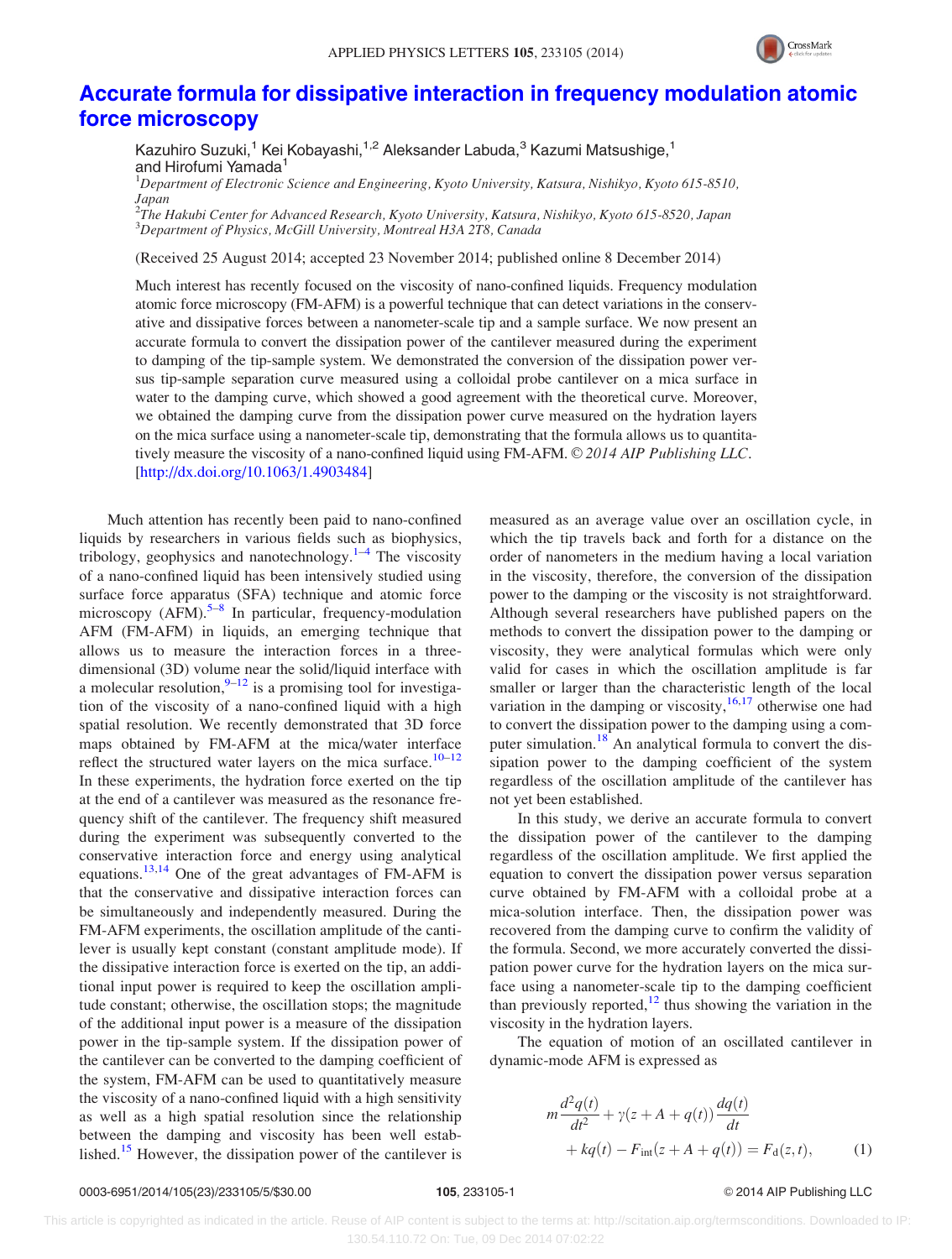# Accurate formula for dissipative interaction in frequency modulation atomic force microscopy

Kazuhiro Suzuki,[1] Kei Kobayashi,[1,2] Aleksander Labuda,[3] Kazumi Matsushige,[1] and Hirofumi Yamada[1]

[1]*Department of Electronic Science and Engineering, Kyoto University, Katsura, Nishikyo, Kyoto 615-8510, Japan*
[2]*The Hakubi Center for Advanced Research, Kyoto University, Katsura, Nishikyo, Kyoto 615-8520, Japan*
[3]*Department of Physics, McGill University, Montreal H3A 2T8, Canada*

(Received 25 August 2014; accepted 23 November 2014; published online 8 December 2014)

Much interest has recently focused on the viscosity of nano-confined liquids. Frequency modulation atomic force microscopy (FM-AFM) is a powerful technique that can detect variations in the conservative and dissipative forces between a nanometer-scale tip and a sample surface. We now present an accurate formula to convert the dissipation power of the cantilever measured during the experiment to damping of the tip-sample system. We demonstrated the conversion of the dissipation power versus tip-sample separation curve measured using a colloidal probe cantilever on a mica surface in water to the damping curve, which showed a good agreement with the theoretical curve. Moreover, we obtained the damping curve from the dissipation power curve measured on the hydration layers on the mica surface using a nanometer-scale tip, demonstrating that the formula allows us to quantitatively measure the viscosity of a nano-confined liquid using FM-AFM. © *2014 AIP Publishing LLC*. [http://dx.doi.org/10.1063/1.4903484]

Much attention has recently been paid to nano-confined liquids by researchers in various fields such as biophysics, tribology, geophysics and nanotechnology.[1–4] The viscosity of a nano-confined liquid has been intensively studied using surface force apparatus (SFA) technique and atomic force microscopy (AFM).[5–8] In particular, frequency-modulation AFM (FM-AFM) in liquids, an emerging technique that allows us to measure the interaction forces in a three-dimensional (3D) volume near the solid/liquid interface with a molecular resolution,[9–12] is a promising tool for investigation of the viscosity of a nano-confined liquid with a high spatial resolution. We recently demonstrated that 3D force maps obtained by FM-AFM at the mica/water interface reflect the structured water layers on the mica surface.[10–12] In these experiments, the hydration force exerted on the tip at the end of a cantilever was measured as the resonance frequency shift of the cantilever. The frequency shift measured during the experiment was subsequently converted to the conservative interaction force and energy using analytical equations.[13,14] One of the great advantages of FM-AFM is that the conservative and dissipative interaction forces can be simultaneously and independently measured. During the FM-AFM experiments, the oscillation amplitude of the cantilever is usually kept constant (constant amplitude mode). If the dissipative interaction force is exerted on the tip, an additional input power is required to keep the oscillation amplitude constant; otherwise, the oscillation stops; the magnitude of the additional input power is a measure of the dissipation power in the tip-sample system. If the dissipation power of the cantilever can be converted to the damping coefficient of the system, FM-AFM can be used to quantitatively measure the viscosity of a nano-confined liquid with a high sensitivity as well as a high spatial resolution since the relationship between the damping and viscosity has been well established.[15] However, the dissipation power of the cantilever is measured as an average value over an oscillation cycle, in which the tip travels back and forth for a distance on the order of nanometers in the medium having a local variation in the viscosity, therefore, the conversion of the dissipation power to the damping or the viscosity is not straightforward. Although several researchers have published papers on the methods to convert the dissipation power to the damping or viscosity, they were analytical formulas which were only valid for cases in which the oscillation amplitude is far smaller or larger than the characteristic length of the local variation in the damping or viscosity,[16,17] otherwise one had to convert the dissipation power to the damping using a computer simulation.[18] An analytical formula to convert the dissipation power to the damping coefficient of the system regardless of the oscillation amplitude of the cantilever has not yet been established.

In this study, we derive an accurate formula to convert the dissipation power of the cantilever to the damping regardless of the oscillation amplitude. We first applied the equation to convert the dissipation power versus separation curve obtained by FM-AFM with a colloidal probe at a mica-solution interface. Then, the dissipation power was recovered from the damping curve to confirm the validity of the formula. Second, we more accurately converted the dissipation power curve for the hydration layers on the mica surface using a nanometer-scale tip to the damping coefficient than previously reported,[12] thus showing the variation in the viscosity in the hydration layers.

The equation of motion of an oscillated cantilever in dynamic-mode AFM is expressed as

$$m\frac{d^2q(t)}{dt^2} + \gamma(z + A + q(t))\frac{dq(t)}{dt} + kq(t) - F_{\mathrm{int}}(z + A + q(t)) = F_{\mathrm{d}}(z, t), \qquad (1)$$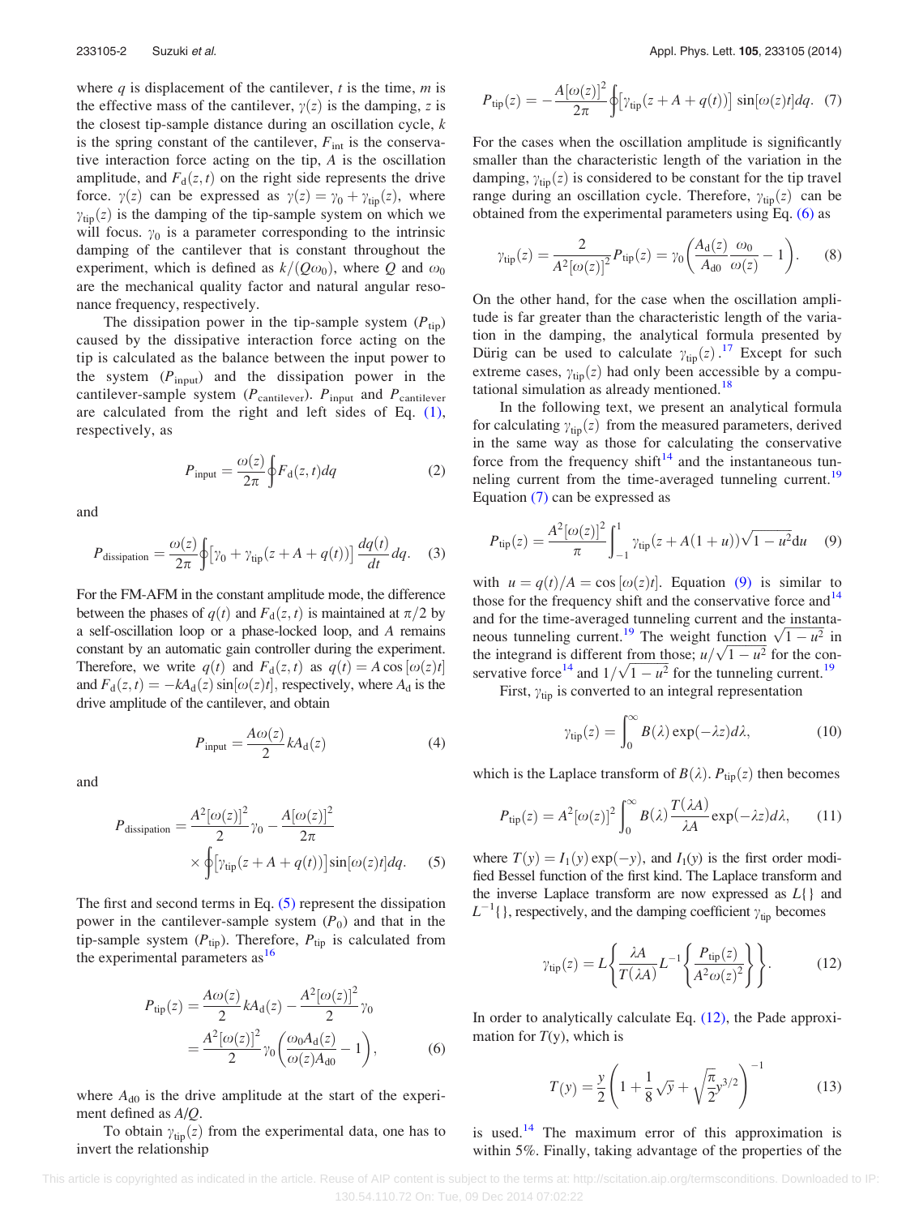where $q$ is displacement of the cantilever, $t$ is the time, $m$ is the effective mass of the cantilever, $\gamma(z)$ is the damping, $z$ is the closest tip-sample distance during an oscillation cycle, $k$ is the spring constant of the cantilever, $F_{\mathrm{int}}$ is the conservative interaction force acting on the tip, $A$ is the oscillation amplitude, and $F_{\mathrm{d}}(z,t)$ on the right side represents the drive force. $\gamma(z)$ can be expressed as $\gamma(z) = \gamma_0 + \gamma_{\mathrm{tip}}(z)$, where $\gamma_{\mathrm{tip}}(z)$ is the damping of the tip-sample system on which we will focus. $\gamma_0$ is a parameter corresponding to the intrinsic damping of the cantilever that is constant throughout the experiment, which is defined as $k/(Q\omega_0)$, where $Q$ and $\omega_0$ are the mechanical quality factor and natural angular resonance frequency, respectively.

The dissipation power in the tip-sample system ($P_{\mathrm{tip}}$) caused by the dissipative interaction force acting on the tip is calculated as the balance between the input power to the system ($P_{\mathrm{input}}$) and the dissipation power in the cantilever-sample system ($P_{\mathrm{cantilever}}$). $P_{\mathrm{input}}$ and $P_{\mathrm{cantilever}}$ are calculated from the right and left sides of Eq. (1), respectively, as

$$P_{\mathrm{input}} = \frac{\omega(z)}{2\pi}\oint F_{\mathrm{d}}(z,t)dq \tag{2}$$

and

$$P_{\mathrm{dissipation}} = \frac{\omega(z)}{2\pi}\oint\left[\gamma_0 + \gamma_{\mathrm{tip}}(z + A + q(t))\right]\frac{dq(t)}{dt}dq. \tag{3}$$

For the FM-AFM in the constant amplitude mode, the difference between the phases of $q(t)$ and $F_{\mathrm{d}}(z,t)$ is maintained at $\pi/2$ by a self-oscillation loop or a phase-locked loop, and $A$ remains constant by an automatic gain controller during the experiment. Therefore, we write $q(t)$ and $F_{\mathrm{d}}(z,t)$ as $q(t) = A\cos[\omega(z)t]$ and $F_{\mathrm{d}}(z,t) = -kA_{\mathrm{d}}(z)\sin[\omega(z)t]$, respectively, where $A_{\mathrm{d}}$ is the drive amplitude of the cantilever, and obtain

$$P_{\mathrm{input}} = \frac{A\omega(z)}{2}kA_{\mathrm{d}}(z) \tag{4}$$

and

$$P_{\mathrm{dissipation}} = \frac{A^2[\omega(z)]^2}{2}\gamma_0 - \frac{A[\omega(z)]^2}{2\pi} \times \oint\left[\gamma_{\mathrm{tip}}(z + A + q(t))\right]\sin[\omega(z)t]dq. \tag{5}$$

The first and second terms in Eq. (5) represent the dissipation power in the cantilever-sample system ($P_0$) and that in the tip-sample system ($P_{\mathrm{tip}}$). Therefore, $P_{\mathrm{tip}}$ is calculated from the experimental parameters as[16]

$$\begin{aligned} P_{\mathrm{tip}}(z) &= \frac{A\omega(z)}{2}kA_{\mathrm{d}}(z) - \frac{A^2[\omega(z)]^2}{2}\gamma_0 \\ &= \frac{A^2[\omega(z)]^2}{2}\gamma_0\left(\frac{\omega_0 A_{\mathrm{d}}(z)}{\omega(z)A_{\mathrm{d0}}} - 1\right), \end{aligned} \tag{6}$$

where $A_{\mathrm{d0}}$ is the drive amplitude at the start of the experiment defined as $A/Q$.

To obtain $\gamma_{\mathrm{tip}}(z)$ from the experimental data, one has to invert the relationship

$$P_{\mathrm{tip}}(z) = -\frac{A[\omega(z)]^2}{2\pi}\oint\left[\gamma_{\mathrm{tip}}(z + A + q(t))\right]\sin[\omega(z)t]dq. \tag{7}$$

For the cases when the oscillation amplitude is significantly smaller than the characteristic length of the variation in the damping, $\gamma_{\mathrm{tip}}(z)$ is considered to be constant for the tip travel range during an oscillation cycle. Therefore, $\gamma_{\mathrm{tip}}(z)$ can be obtained from the experimental parameters using Eq. (6) as

$$\gamma_{\mathrm{tip}}(z) = \frac{2}{A^2[\omega(z)]^2}P_{\mathrm{tip}}(z) = \gamma_0\left(\frac{A_{\mathrm{d}}(z)}{A_{\mathrm{d0}}}\frac{\omega_0}{\omega(z)} - 1\right). \tag{8}$$

On the other hand, for the case when the oscillation amplitude is far greater than the characteristic length of the variation in the damping, the analytical formula presented by Dürig can be used to calculate $\gamma_{\mathrm{tip}}(z)$.[17] Except for such extreme cases, $\gamma_{\mathrm{tip}}(z)$ had only been accessible by a computational simulation as already mentioned.[18]

In the following text, we present an analytical formula for calculating $\gamma_{\mathrm{tip}}(z)$ from the measured parameters, derived in the same way as those for calculating the conservative force from the frequency shift[14] and the instantaneous tunneling current from the time-averaged tunneling current.[19] Equation (7) can be expressed as

$$P_{\mathrm{tip}}(z) = \frac{A^2[\omega(z)]^2}{\pi}\int_{-1}^{1}\gamma_{\mathrm{tip}}(z + A(1+u))\sqrt{1-u^2}du \tag{9}$$

with $u = q(t)/A = \cos[\omega(z)t]$. Equation (9) is similar to those for the frequency shift and the conservative force and[14] and for the time-averaged tunneling current and the instantaneous tunneling current.[19] The weight function $\sqrt{1-u^2}$ in the integrand is different from those; $u/\sqrt{1-u^2}$ for the conservative force[14] and $1/\sqrt{1-u^2}$ for the tunneling current.[19]

First, $\gamma_{\mathrm{tip}}$ is converted to an integral representation

$$\gamma_{\mathrm{tip}}(z) = \int_0^\infty B(\lambda)\exp(-\lambda z)d\lambda, \tag{10}$$

which is the Laplace transform of $B(\lambda)$. $P_{\mathrm{tip}}(z)$ then becomes

$$P_{\mathrm{tip}}(z) = A^2[\omega(z)]^2\int_0^\infty B(\lambda)\frac{T(\lambda A)}{\lambda A}\exp(-\lambda z)d\lambda, \tag{11}$$

where $T(y) = I_1(y)\exp(-y)$, and $I_1(y)$ is the first order modified Bessel function of the first kind. The Laplace transform and the inverse Laplace transform are now expressed as $L\{\}$ and $L^{-1}\{\}$, respectively, and the damping coefficient $\gamma_{\mathrm{tip}}$ becomes

$$\gamma_{\mathrm{tip}}(z) = L\left\{\frac{\lambda A}{T(\lambda A)}L^{-1}\left\{\frac{P_{\mathrm{tip}}(z)}{A^2\omega(z)^2}\right\}\right\}. \tag{12}$$

In order to analytically calculate Eq. (12), the Pade approximation for $T(y)$, which is

$$T(y) = \frac{y}{2}\left(1 + \frac{1}{8}\sqrt{y} + \sqrt{\frac{\pi}{2}}y^{3/2}\right)^{-1} \tag{13}$$

is used.[14] The maximum error of this approximation is within 5%. Finally, taking advantage of the properties of the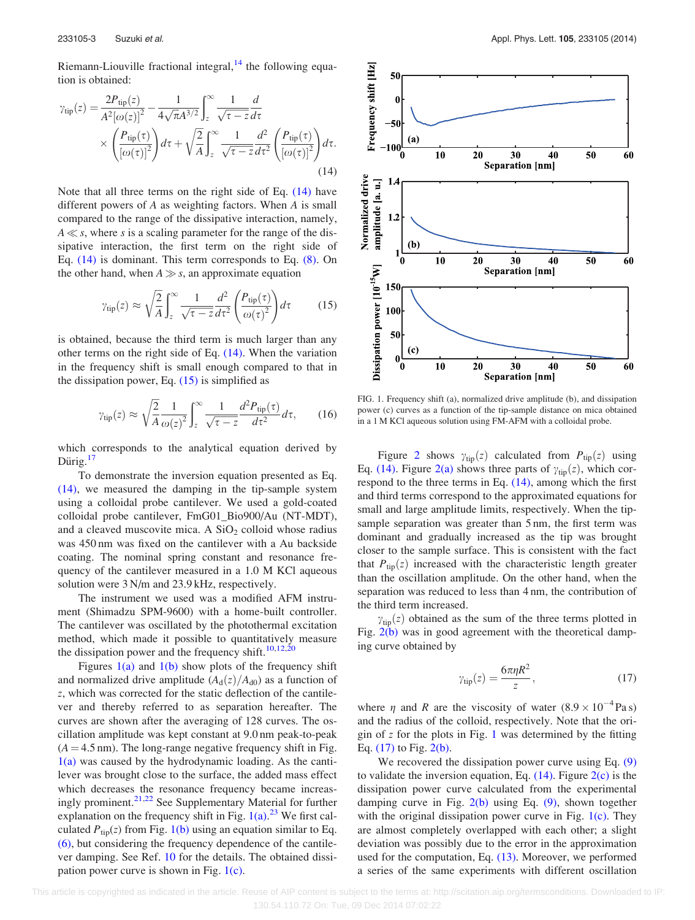Riemann-Liouville fractional integral,[14] the following equation is obtained:

$$\gamma_{\rm tip}(z) = \frac{2P_{\rm tip}(z)}{A^2[\omega(z)]^2} - \frac{1}{4\sqrt{\pi}A^{3/2}}\int_z^\infty \frac{1}{\sqrt{\tau - z}}\frac{d}{d\tau} \times \left(\frac{P_{\rm tip}(\tau)}{[\omega(\tau)]^2}\right)d\tau + \sqrt{\frac{2}{A}}\int_z^\infty \frac{1}{\sqrt{\tau - z}}\frac{d^2}{d\tau^2}\left(\frac{P_{\rm tip}(\tau)}{[\omega(\tau)]^2}\right)d\tau. \tag{14}$$

Note that all three terms on the right side of Eq. (14) have different powers of $A$ as weighting factors. When $A$ is small compared to the range of the dissipative interaction, namely, $A \ll s$, where $s$ is a scaling parameter for the range of the dissipative interaction, the first term on the right side of Eq. (14) is dominant. This term corresponds to Eq. (8). On the other hand, when $A \gg s$, an approximate equation

$$\gamma_{\rm tip}(z) \approx \sqrt{\frac{2}{A}}\int_z^\infty \frac{1}{\sqrt{\tau - z}}\frac{d^2}{d\tau^2}\left(\frac{P_{\rm tip}(\tau)}{\omega(\tau)^2}\right)d\tau \tag{15}$$

is obtained, because the third term is much larger than any other terms on the right side of Eq. (14). When the variation in the frequency shift is small enough compared to that in the dissipation power, Eq. (15) is simplified as

$$\gamma_{\rm tip}(z) \approx \sqrt{\frac{2}{A}}\frac{1}{\omega(z)^2}\int_z^\infty \frac{1}{\sqrt{\tau - z}}\frac{d^2P_{\rm tip}(\tau)}{d\tau^2}d\tau, \tag{16}$$

which corresponds to the analytical equation derived by Dürig.[17]

To demonstrate the inversion equation presented as Eq. (14), we measured the damping in the tip-sample system using a colloidal probe cantilever. We used a gold-coated colloidal probe cantilever, FmG01_Bio900/Au (NT-MDT), and a cleaved muscovite mica. A $SiO_2$ colloid whose radius was 450 nm was fixed on the cantilever with a Au backside coating. The nominal spring constant and resonance frequency of the cantilever measured in a 1.0 M KCl aqueous solution were 3 N/m and 23.9 kHz, respectively.

The instrument we used was a modified AFM instrument (Shimadzu SPM-9600) with a home-built controller. The cantilever was oscillated by the photothermal excitation method, which made it possible to quantitatively measure the dissipation power and the frequency shift.[10,12,20]

Figures 1(a) and 1(b) show plots of the frequency shift and normalized drive amplitude ($A_d(z)/A_{d0}$) as a function of $z$, which was corrected for the static deflection of the cantilever and thereby referred to as separation hereafter. The curves are shown after the averaging of 128 curves. The oscillation amplitude was kept constant at 9.0 nm peak-to-peak ($A = 4.5$ nm). The long-range negative frequency shift in Fig. 1(a) was caused by the hydrodynamic loading. As the cantilever was brought close to the surface, the added mass effect which decreases the resonance frequency became increasingly prominent.[21,22] See Supplementary Material for further explanation on the frequency shift in Fig. 1(a).[23] We first calculated $P_{\rm tip}(z)$ from Fig. 1(b) using an equation similar to Eq. (6), but considering the frequency dependence of the cantilever damping. See Ref. 10 for the details. The obtained dissipation power curve is shown in Fig. 1(c).

FIG. 1. Frequency shift (a), normalized drive amplitude (b), and dissipation power (c) curves as a function of the tip-sample distance on mica obtained in a 1 M KCl aqueous solution using FM-AFM with a colloidal probe.

Figure 2 shows $\gamma_{\rm tip}(z)$ calculated from $P_{\rm tip}(z)$ using Eq. (14). Figure 2(a) shows three parts of $\gamma_{\rm tip}(z)$, which correspond to the three terms in Eq. (14), among which the first and third terms correspond to the approximated equations for small and large amplitude limits, respectively. When the tip-sample separation was greater than 5 nm, the first term was dominant and gradually increased as the tip was brought closer to the sample surface. This is consistent with the fact that $P_{\rm tip}(z)$ increased with the characteristic length greater than the oscillation amplitude. On the other hand, when the separation was reduced to less than 4 nm, the contribution of the third term increased.

$\gamma_{\rm tip}(z)$ obtained as the sum of the three terms plotted in Fig. 2(b) was in good agreement with the theoretical damping curve obtained by

$$\gamma_{\rm tip}(z) = \frac{6\pi\eta R^2}{z}, \tag{17}$$

where $\eta$ and $R$ are the viscosity of water ($8.9 \times 10^{-4}$ Pa s) and the radius of the colloid, respectively. Note that the origin of $z$ for the plots in Fig. 1 was determined by the fitting Eq. (17) to Fig. 2(b).

We recovered the dissipation power curve using Eq. (9) to validate the inversion equation, Eq. (14). Figure 2(c) is the dissipation power curve calculated from the experimental damping curve in Fig. 2(b) using Eq. (9), shown together with the original dissipation power curve in Fig. 1(c). They are almost completely overlapped with each other; a slight deviation was possibly due to the error in the approximation used for the computation, Eq. (13). Moreover, we performed a series of the same experiments with different oscillation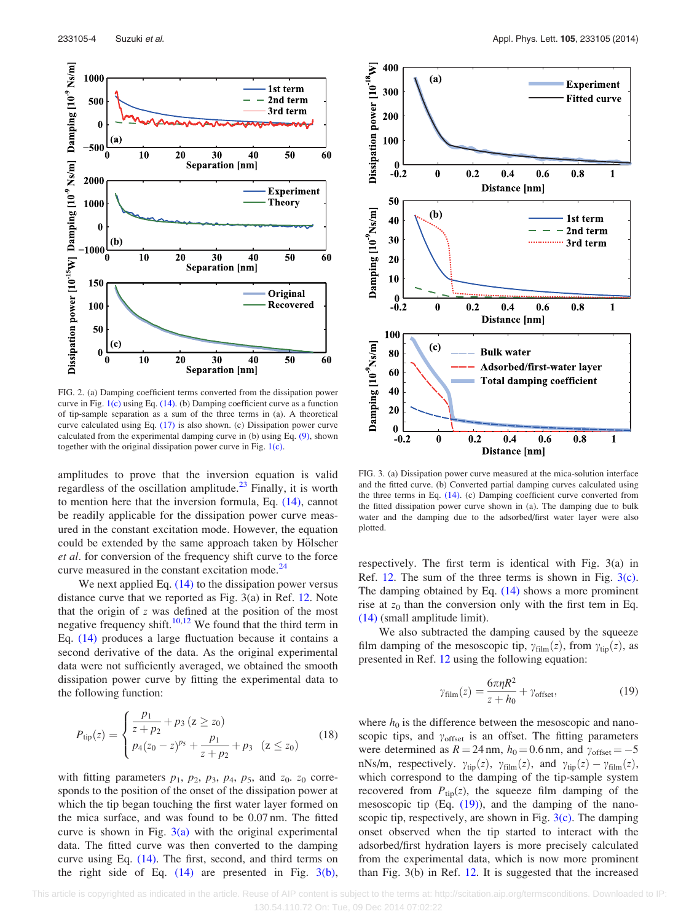FIG. 2. (a) Damping coefficient terms converted from the dissipation power curve in Fig. 1(c) using Eq. (14). (b) Damping coefficient curve as a function of tip-sample separation as a sum of the three terms in (a). A theoretical curve calculated using Eq. (17) is also shown. (c) Dissipation power curve calculated from the experimental damping curve in (b) using Eq. (9), shown together with the original dissipation power curve in Fig. 1(c).

amplitudes to prove that the inversion equation is valid regardless of the oscillation amplitude.[23] Finally, it is worth to mention here that the inversion formula, Eq. (14), cannot be readily applicable for the dissipation power curve measured in the constant excitation mode. However, the equation could be extended by the same approach taken by Hölscher *et al.* for conversion of the frequency shift curve to the force curve measured in the constant excitation mode.[24]

We next applied Eq. (14) to the dissipation power versus distance curve that we reported as Fig. 3(a) in Ref. 12. Note that the origin of $z$ was defined at the position of the most negative frequency shift.[10,12] We found that the third term in Eq. (14) produces a large fluctuation because it contains a second derivative of the data. As the original experimental data were not sufficiently averaged, we obtained the smooth dissipation power curve by fitting the experimental data to the following function:

$$P_{\text{tip}}(z) = \begin{cases} \dfrac{p_1}{z+p_2} + p_3 \; (z \geq z_0) \\ p_4(z_0 - z)^{p_5} + \dfrac{p_1}{z+p_2} + p_3 \quad (z \leq z_0) \end{cases} \tag{18}$$

with fitting parameters $p_1$, $p_2$, $p_3$, $p_4$, $p_5$, and $z_0$. $z_0$ corresponds to the position of the onset of the dissipation power at which the tip began touching the first water layer formed on the mica surface, and was found to be 0.07 nm. The fitted curve is shown in Fig. 3(a) with the original experimental data. The fitted curve was then converted to the damping curve using Eq. (14). The first, second, and third terms on the right side of Eq. (14) are presented in Fig. 3(b), respectively. The first term is identical with Fig. 3(a) in Ref. 12. The sum of the three terms is shown in Fig. 3(c). The damping obtained by Eq. (14) shows a more prominent rise at $z_0$ than the conversion only with the first tem in Eq. (14) (small amplitude limit).

FIG. 3. (a) Dissipation power curve measured at the mica-solution interface and the fitted curve. (b) Converted partial damping curves calculated using the three terms in Eq. (14). (c) Damping coefficient curve converted from the fitted dissipation power curve shown in (a). The damping due to bulk water and the damping due to the adsorbed/first water layer were also plotted.

We also subtracted the damping caused by the squeeze film damping of the mesoscopic tip, $\gamma_{\text{film}}(z)$, from $\gamma_{\text{tip}}(z)$, as presented in Ref. 12 using the following equation:

$$\gamma_{\text{film}}(z) = \frac{6\pi\eta R^2}{z+h_0} + \gamma_{\text{offset}}, \tag{19}$$

where $h_0$ is the difference between the mesoscopic and nanoscopic tips, and $\gamma_{\text{offset}}$ is an offset. The fitting parameters were determined as $R = 24$ nm, $h_0 = 0.6$ nm, and $\gamma_{\text{offset}} = -5$ nNs/m, respectively. $\gamma_{\text{tip}}(z)$, $\gamma_{\text{film}}(z)$, and $\gamma_{\text{tip}}(z) - \gamma_{\text{film}}(z)$, which correspond to the damping of the tip-sample system recovered from $P_{\text{tip}}(z)$, the squeeze film damping of the mesoscopic tip (Eq. (19)), and the damping of the nanoscopic tip, respectively, are shown in Fig. 3(c). The damping onset observed when the tip started to interact with the adsorbed/first hydration layers is more precisely calculated from the experimental data, which is now more prominent than Fig. 3(b) in Ref. 12. It is suggested that the increased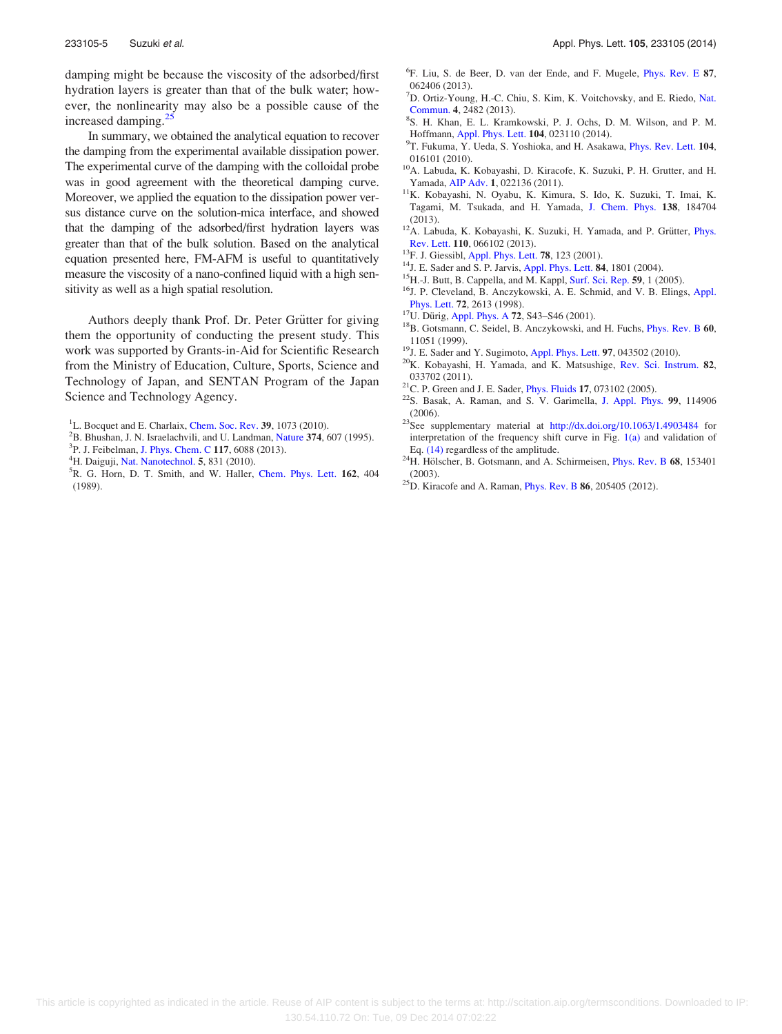damping might be because the viscosity of the adsorbed/first hydration layers is greater than that of the bulk water; however, the nonlinearity may also be a possible cause of the increased damping.[25]

In summary, we obtained the analytical equation to recover the damping from the experimental available dissipation power. The experimental curve of the damping with the colloidal probe was in good agreement with the theoretical damping curve. Moreover, we applied the equation to the dissipation power versus distance curve on the solution-mica interface, and showed that the damping of the adsorbed/first hydration layers was greater than that of the bulk solution. Based on the analytical equation presented here, FM-AFM is useful to quantitatively measure the viscosity of a nano-confined liquid with a high sensitivity as well as a high spatial resolution.

Authors deeply thank Prof. Dr. Peter Grütter for giving them the opportunity of conducting the present study. This work was supported by Grants-in-Aid for Scientific Research from the Ministry of Education, Culture, Sports, Science and Technology of Japan, and SENTAN Program of the Japan Science and Technology Agency.

[1] L. Bocquet and E. Charlaix, Chem. Soc. Rev. **39**, 1073 (2010).
[2] B. Bhushan, J. N. Israelachvili, and U. Landman, Nature **374**, 607 (1995).
[3] P. J. Feibelman, J. Phys. Chem. C **117**, 6088 (2013).
[4] H. Daiguji, Nat. Nanotechnol. **5**, 831 (2010).
[5] R. G. Horn, D. T. Smith, and W. Haller, Chem. Phys. Lett. **162**, 404 (1989).
[6] F. Liu, S. de Beer, D. van der Ende, and F. Mugele, Phys. Rev. E **87**, 062406 (2013).
[7] D. Ortiz-Young, H.-C. Chiu, S. Kim, K. Voitchovsky, and E. Riedo, Nat. Commun. **4**, 2482 (2013).
[8] S. H. Khan, E. L. Kramkowski, P. J. Ochs, D. M. Wilson, and P. M. Hoffmann, Appl. Phys. Lett. **104**, 023110 (2014).
[9] T. Fukuma, Y. Ueda, S. Yoshioka, and H. Asakawa, Phys. Rev. Lett. **104**, 016101 (2010).
[10] A. Labuda, K. Kobayashi, D. Kiracofe, K. Suzuki, P. H. Grutter, and H. Yamada, AIP Adv. **1**, 022136 (2011).
[11] K. Kobayashi, N. Oyabu, K. Kimura, S. Ido, K. Suzuki, T. Imai, K. Tagami, M. Tsukada, and H. Yamada, J. Chem. Phys. **138**, 184704 (2013).
[12] A. Labuda, K. Kobayashi, K. Suzuki, H. Yamada, and P. Grütter, Phys. Rev. Lett. **110**, 066102 (2013).
[13] F. J. Giessibl, Appl. Phys. Lett. **78**, 123 (2001).
[14] J. E. Sader and S. P. Jarvis, Appl. Phys. Lett. **84**, 1801 (2004).
[15] H.-J. Butt, B. Cappella, and M. Kappl, Surf. Sci. Rep. **59**, 1 (2005).
[16] J. P. Cleveland, B. Anczykowski, A. E. Schmid, and V. B. Elings, Appl. Phys. Lett. **72**, 2613 (1998).
[17] U. Dürig, Appl. Phys. A **72**, S43–S46 (2001).
[18] B. Gotsmann, C. Seidel, B. Anczykowski, and H. Fuchs, Phys. Rev. B **60**, 11051 (1999).
[19] J. E. Sader and Y. Sugimoto, Appl. Phys. Lett. **97**, 043502 (2010).
[20] K. Kobayashi, H. Yamada, and K. Matsushige, Rev. Sci. Instrum. **82**, 033702 (2011).
[21] C. P. Green and J. E. Sader, Phys. Fluids **17**, 073102 (2005).
[22] S. Basak, A. Raman, and S. V. Garimella, J. Appl. Phys. **99**, 114906 (2006).
[23] See supplementary material at http://dx.doi.org/10.1063/1.4903484 for interpretation of the frequency shift curve in Fig. 1(a) and validation of Eq. (14) regardless of the amplitude.
[24] H. Hölscher, B. Gotsmann, and A. Schirmeisen, Phys. Rev. B **68**, 153401 (2003).
[25] D. Kiracofe and A. Raman, Phys. Rev. B **86**, 205405 (2012).